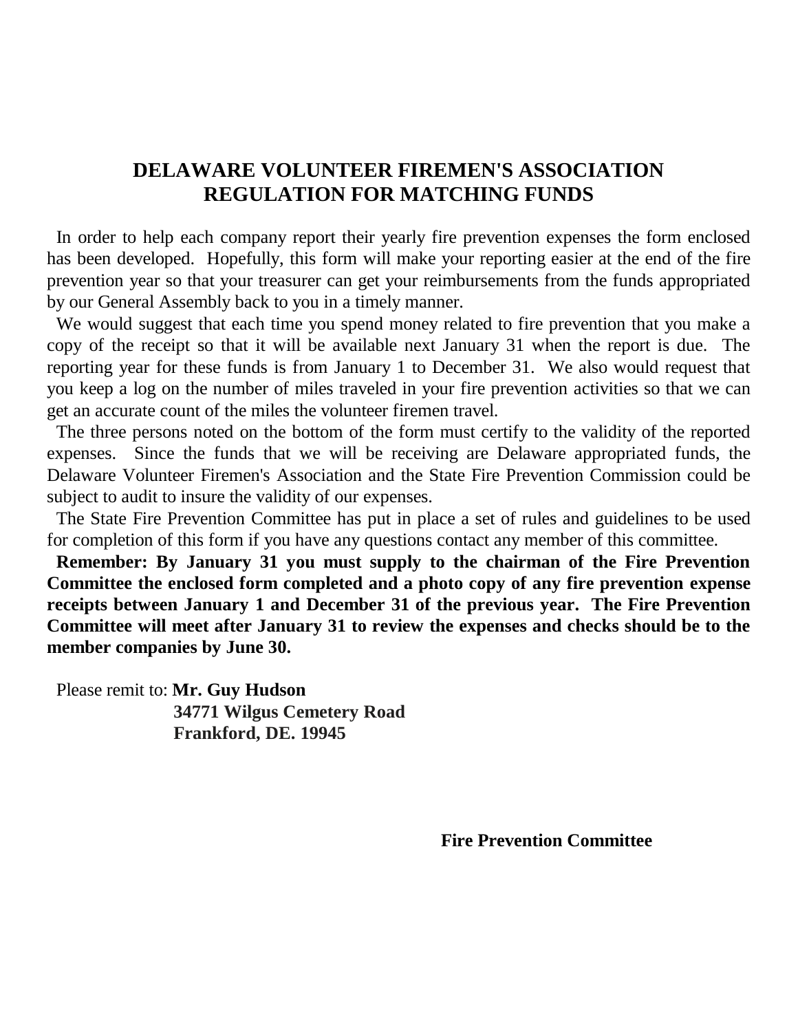# DELAWARE VOLUNTEER FIREMEN'S ASSOCIATION
# REGULATION FOR MATCHING FUNDS

In order to help each company report their yearly fire prevention expenses the form enclosed has been developed. Hopefully, this form will make your reporting easier at the end of the fire prevention year so that your treasurer can get your reimbursements from the funds appropriated by our General Assembly back to you in a timely manner.

We would suggest that each time you spend money related to fire prevention that you make a copy of the receipt so that it will be available next January 31 when the report is due. The reporting year for these funds is from January 1 to December 31. We also would request that you keep a log on the number of miles traveled in your fire prevention activities so that we can get an accurate count of the miles the volunteer firemen travel.

The three persons noted on the bottom of the form must certify to the validity of the reported expenses. Since the funds that we will be receiving are Delaware appropriated funds, the Delaware Volunteer Firemen's Association and the State Fire Prevention Commission could be subject to audit to insure the validity of our expenses.

The State Fire Prevention Committee has put in place a set of rules and guidelines to be used for completion of this form if you have any questions contact any member of this committee.

**Remember: By January 31 you must supply to the chairman of the Fire Prevention Committee the enclosed form completed and a photo copy of any fire prevention expense receipts between January 1 and December 31 of the previous year. The Fire Prevention Committee will meet after January 31 to review the expenses and checks should be to the member companies by June 30.**

Please remit to: **Mr. Guy Hudson**
**34771 Wilgus Cemetery Road**
**Frankford, DE. 19945**

**Fire Prevention Committee**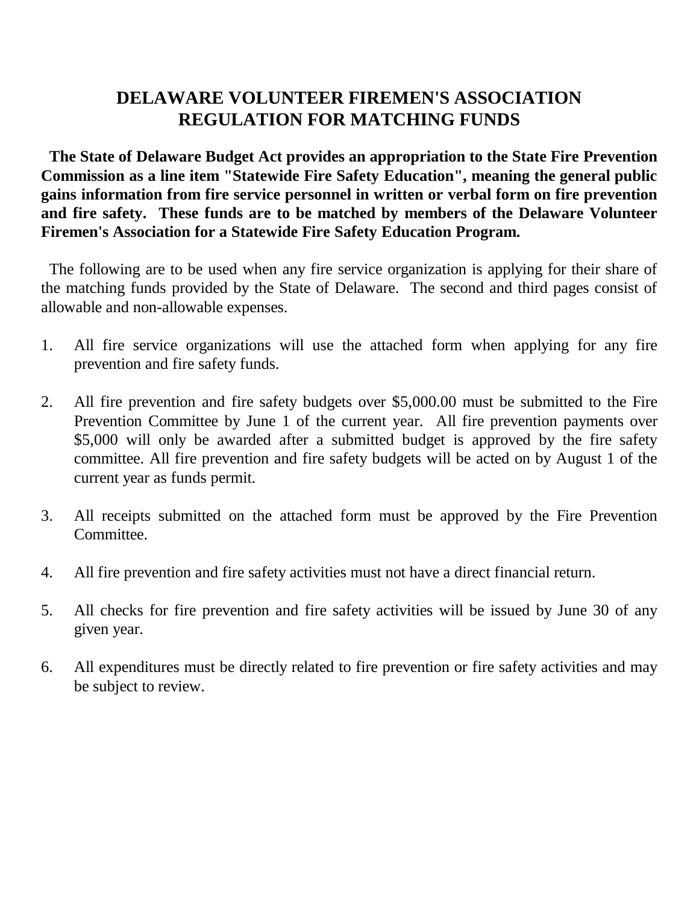# DELAWARE VOLUNTEER FIREMEN'S ASSOCIATION REGULATION FOR MATCHING FUNDS

**The State of Delaware Budget Act provides an appropriation to the State Fire Prevention Commission as a line item "Statewide Fire Safety Education", meaning the general public gains information from fire service personnel in written or verbal form on fire prevention and fire safety. These funds are to be matched by members of the Delaware Volunteer Firemen's Association for a Statewide Fire Safety Education Program.**

The following are to be used when any fire service organization is applying for their share of the matching funds provided by the State of Delaware. The second and third pages consist of allowable and non-allowable expenses.

1. All fire service organizations will use the attached form when applying for any fire prevention and fire safety funds.

2. All fire prevention and fire safety budgets over $5,000.00 must be submitted to the Fire Prevention Committee by June 1 of the current year. All fire prevention payments over $5,000 will only be awarded after a submitted budget is approved by the fire safety committee. All fire prevention and fire safety budgets will be acted on by August 1 of the current year as funds permit.

3. All receipts submitted on the attached form must be approved by the Fire Prevention Committee.

4. All fire prevention and fire safety activities must not have a direct financial return.

5. All checks for fire prevention and fire safety activities will be issued by June 30 of any given year.

6. All expenditures must be directly related to fire prevention or fire safety activities and may be subject to review.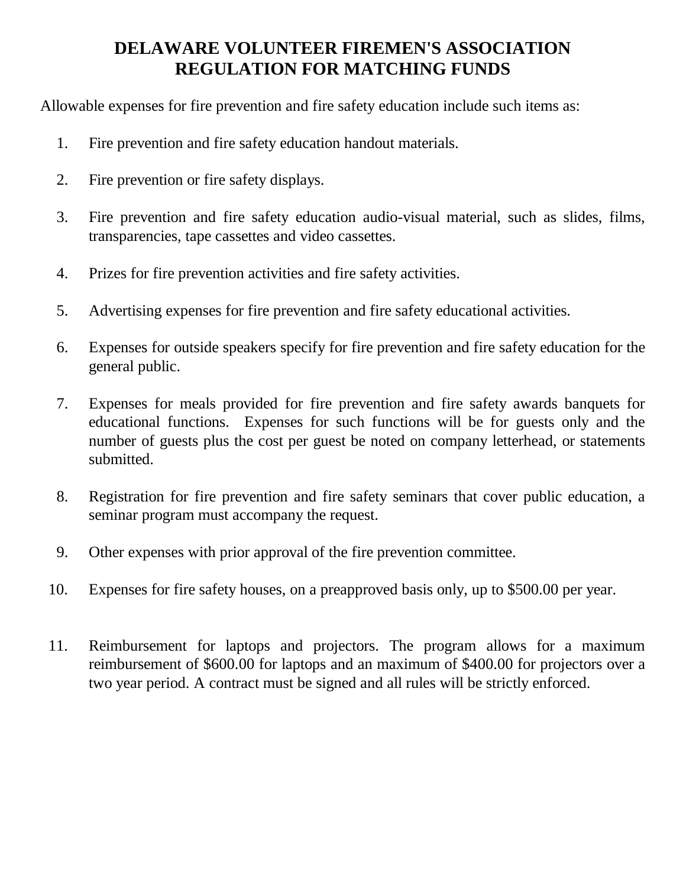# DELAWARE VOLUNTEER FIREMEN'S ASSOCIATION
# REGULATION FOR MATCHING FUNDS

Allowable expenses for fire prevention and fire safety education include such items as:

1. Fire prevention and fire safety education handout materials.

2. Fire prevention or fire safety displays.

3. Fire prevention and fire safety education audio-visual material, such as slides, films, transparencies, tape cassettes and video cassettes.

4. Prizes for fire prevention activities and fire safety activities.

5. Advertising expenses for fire prevention and fire safety educational activities.

6. Expenses for outside speakers specify for fire prevention and fire safety education for the general public.

7. Expenses for meals provided for fire prevention and fire safety awards banquets for educational functions. Expenses for such functions will be for guests only and the number of guests plus the cost per guest be noted on company letterhead, or statements submitted.

8. Registration for fire prevention and fire safety seminars that cover public education, a seminar program must accompany the request.

9. Other expenses with prior approval of the fire prevention committee.

10. Expenses for fire safety houses, on a preapproved basis only, up to $500.00 per year.

11. Reimbursement for laptops and projectors. The program allows for a maximum reimbursement of $600.00 for laptops and an maximum of $400.00 for projectors over a two year period. A contract must be signed and all rules will be strictly enforced.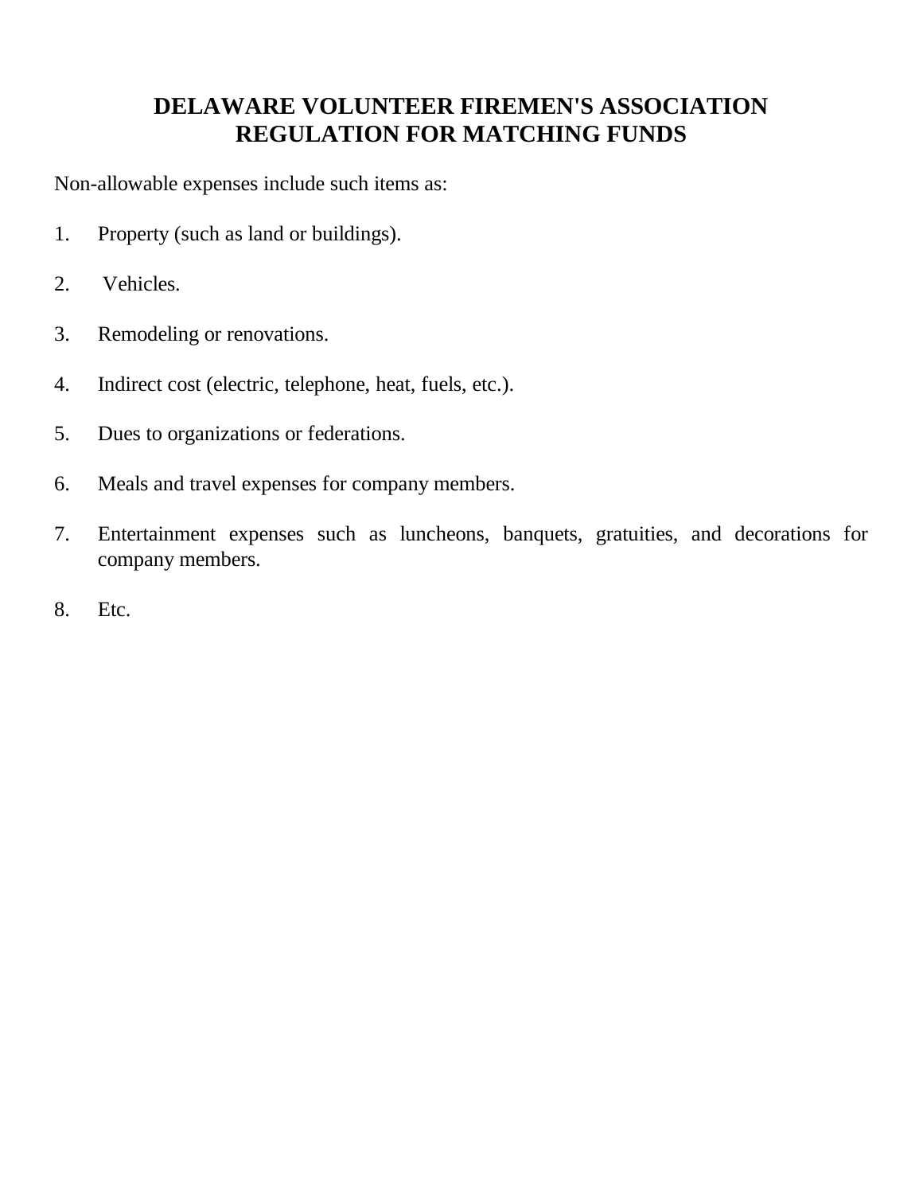# DELAWARE VOLUNTEER FIREMEN'S ASSOCIATION
# REGULATION FOR MATCHING FUNDS

Non-allowable expenses include such items as:

1. Property (such as land or buildings).

2. Vehicles.

3. Remodeling or renovations.

4. Indirect cost (electric, telephone, heat, fuels, etc.).

5. Dues to organizations or federations.

6. Meals and travel expenses for company members.

7. Entertainment expenses such as luncheons, banquets, gratuities, and decorations for company members.

8. Etc.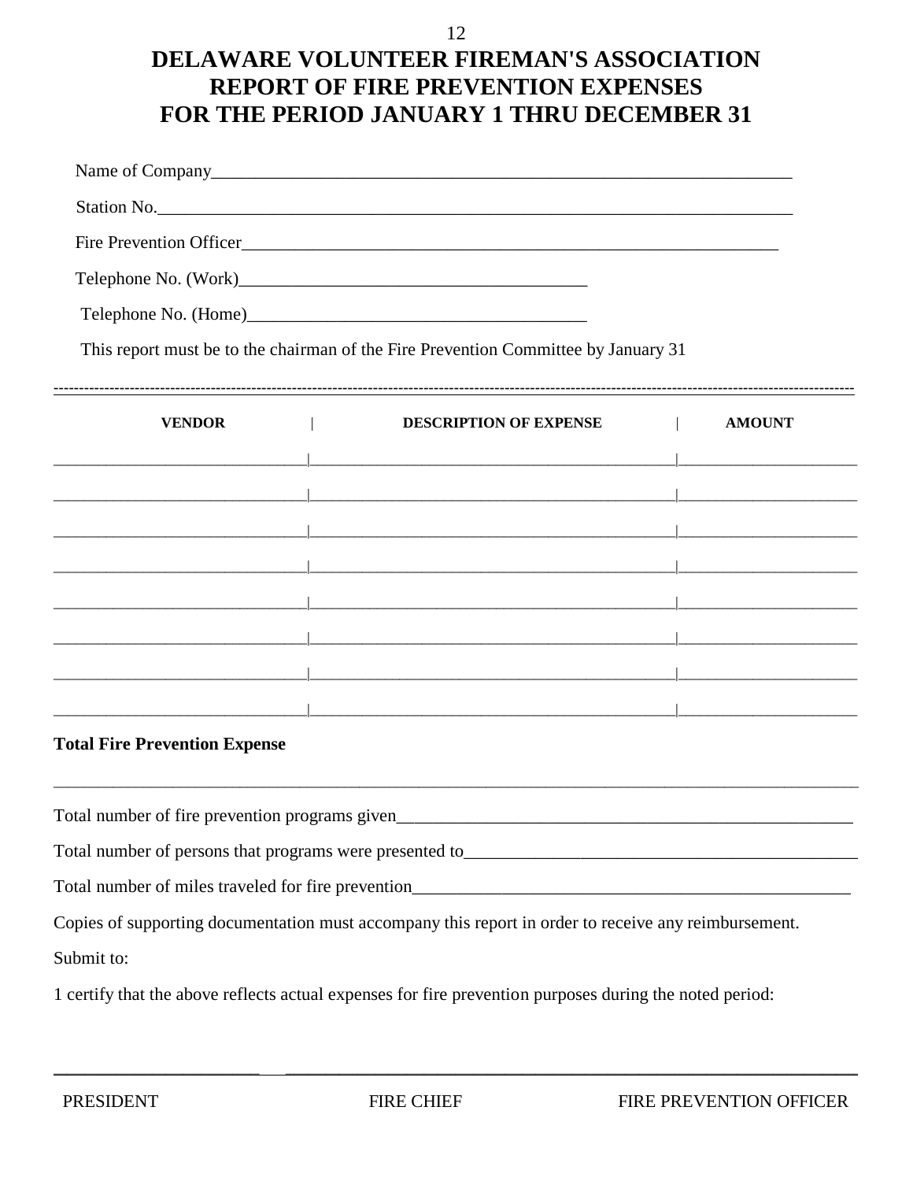# DELAWARE VOLUNTEER FIREMAN'S ASSOCIATION
# REPORT OF FIRE PREVENTION EXPENSES
# FOR THE PERIOD JANUARY 1 THRU DECEMBER 31

Name of Company___________________________________________________________________

Station No.________________________________________________________________________

Fire Prevention Officer______________________________________________________________

Telephone No. (Work)________________________________________

Telephone No. (Home)________________________________________

This report must be to the chairman of the Fire Prevention Committee by January 31

---

| VENDOR | DESCRIPTION OF EXPENSE | AMOUNT |
|---|---|---|
| | | |
| | | |
| | | |
| | | |
| | | |
| | | |
| | | |
| | | |

**Total Fire Prevention Expense**

_____________________________________________________________________________________

Total number of fire prevention programs given_____________________________________________________

Total number of persons that programs were presented to_____________________________________________

Total number of miles traveled for fire prevention__________________________________________________

Copies of supporting documentation must accompany this report in order to receive any reimbursement.

Submit to:

1 certify that the above reflects actual expenses for fire prevention purposes during the noted period:

_______________________ _______________________ _______________________

PRESIDENT FIRE CHIEF FIRE PREVENTION OFFICER